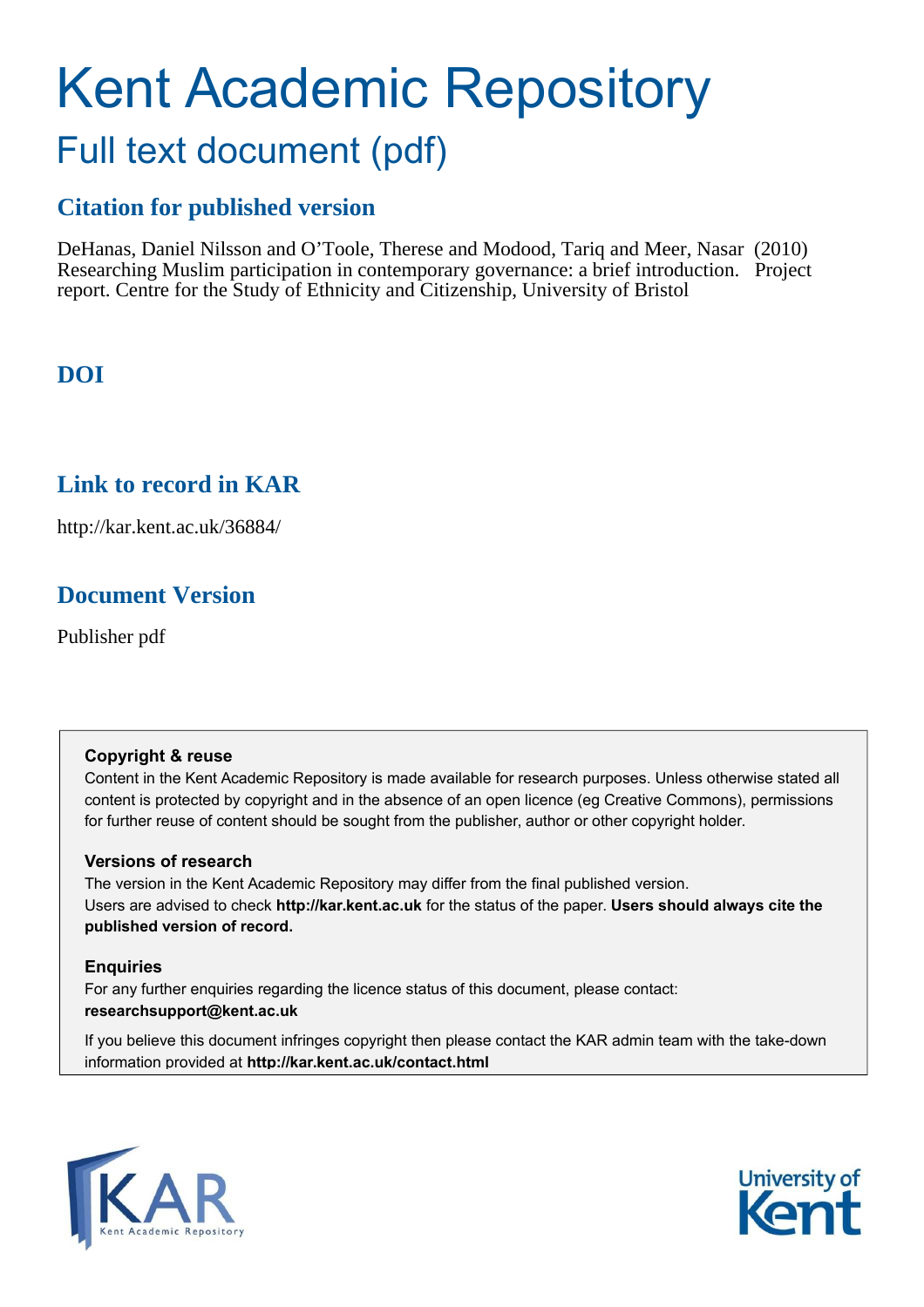# Kent Academic Repository

## Full text document (pdf)

### Citation for published version

DeHanas, Daniel Nilsson and O'Toole, Therese and Modood, Tariq and Meer, Nasar (2010) Researching Muslim participation in contemporary governance: a brief introduction. Project report. Centre for the Study of Ethnicity and Citizenship, University of Bristol

### DOI

### Link to record in KAR

http://kar.kent.ac.uk/36884/

### Document Version

Publisher pdf

**Copyright & reuse**
Content in the Kent Academic Repository is made available for research purposes. Unless otherwise stated all content is protected by copyright and in the absence of an open licence (eg Creative Commons), permissions for further reuse of content should be sought from the publisher, author or other copyright holder.

**Versions of research**
The version in the Kent Academic Repository may differ from the final published version. Users are advised to check **http://kar.kent.ac.uk** for the status of the paper. **Users should always cite the published version of record.**

**Enquiries**
For any further enquiries regarding the licence status of this document, please contact: **researchsupport@kent.ac.uk**

If you believe this document infringes copyright then please contact the KAR admin team with the take-down information provided at **http://kar.kent.ac.uk/contact.html**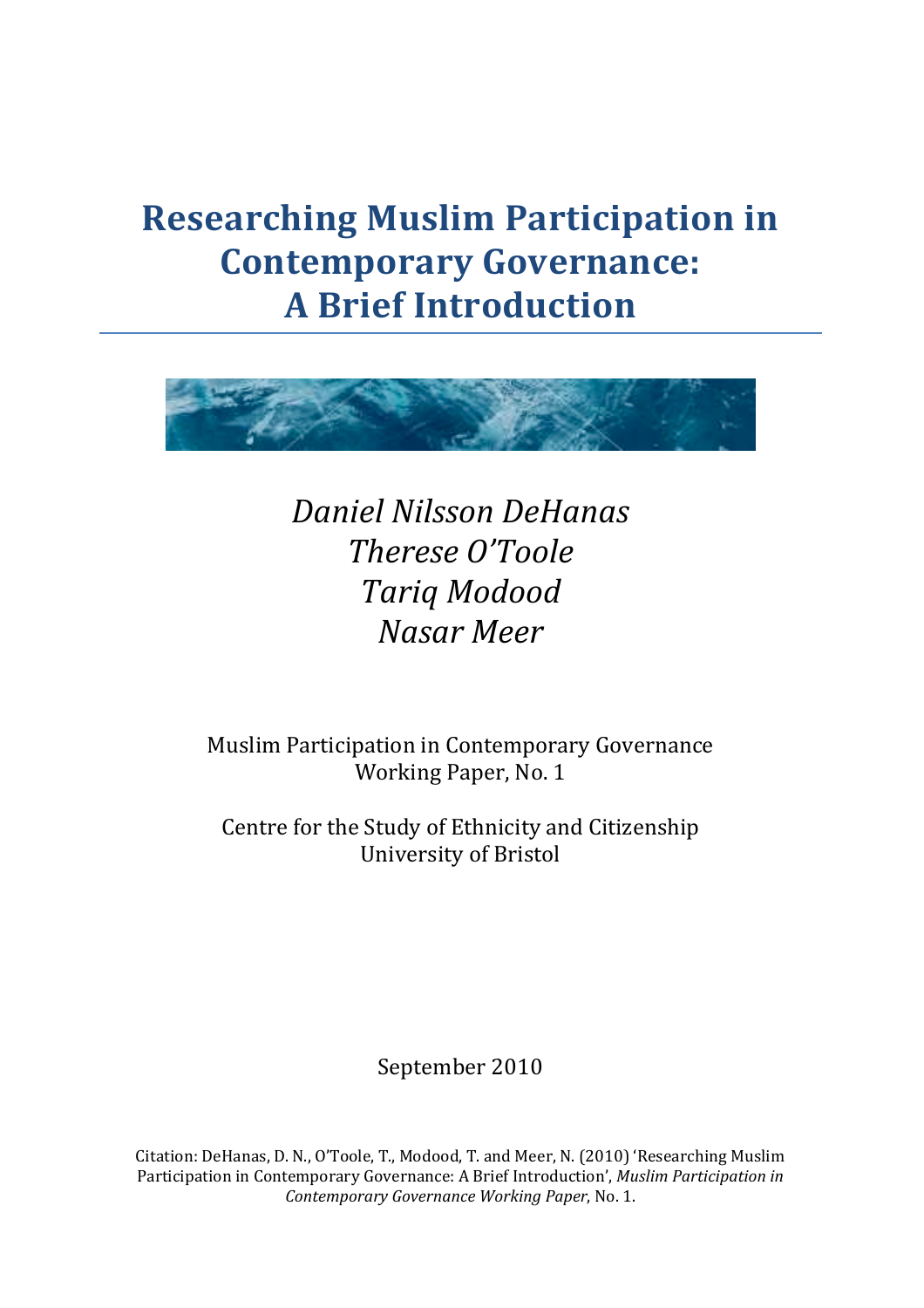# Researching Muslim Participation in Contemporary Governance: A Brief Introduction

*Daniel Nilsson DeHanas*
*Therese O'Toole*
*Tariq Modood*
*Nasar Meer*

Muslim Participation in Contemporary Governance
Working Paper, No. 1

Centre for the Study of Ethnicity and Citizenship
University of Bristol

September 2010

Citation: DeHanas, D. N., O'Toole, T., Modood, T. and Meer, N. (2010) 'Researching Muslim Participation in Contemporary Governance: A Brief Introduction', *Muslim Participation in Contemporary Governance Working Paper*, No. 1.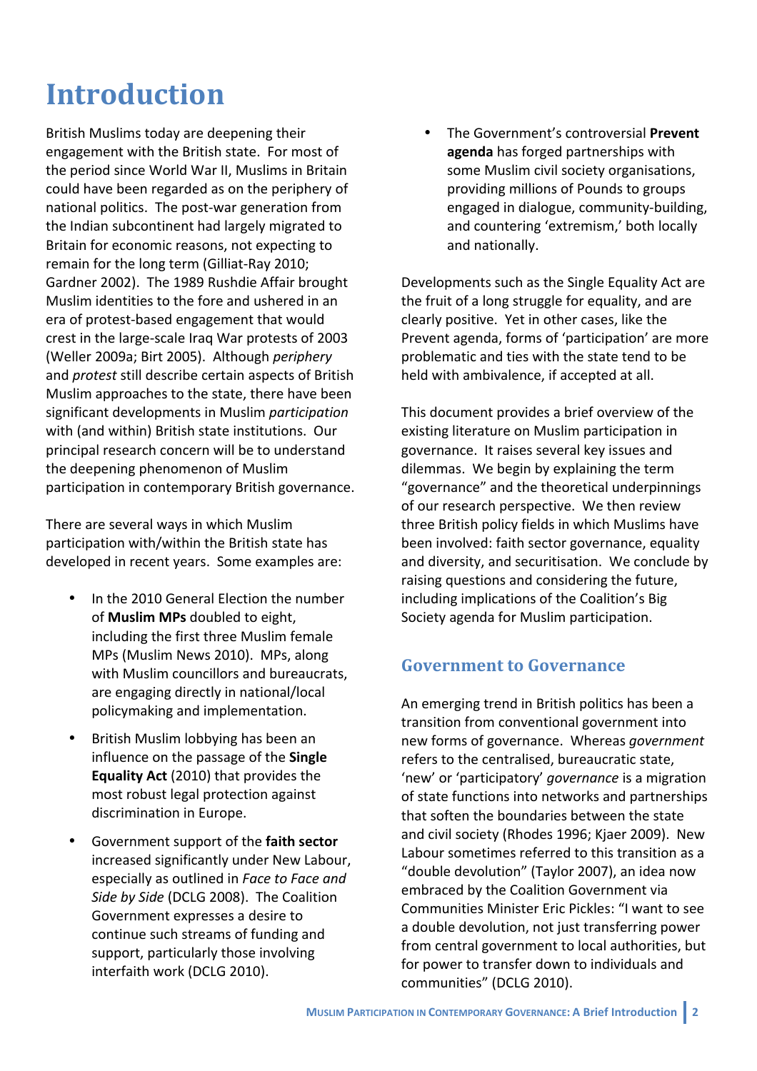# Introduction

British Muslims today are deepening their engagement with the British state. For most of the period since World War II, Muslims in Britain could have been regarded as on the periphery of national politics. The post-war generation from the Indian subcontinent had largely migrated to Britain for economic reasons, not expecting to remain for the long term (Gilliat-Ray 2010; Gardner 2002). The 1989 Rushdie Affair brought Muslim identities to the fore and ushered in an era of protest-based engagement that would crest in the large-scale Iraq War protests of 2003 (Weller 2009a; Birt 2005). Although *periphery* and *protest* still describe certain aspects of British Muslim approaches to the state, there have been significant developments in Muslim *participation* with (and within) British state institutions. Our principal research concern will be to understand the deepening phenomenon of Muslim participation in contemporary British governance.

There are several ways in which Muslim participation with/within the British state has developed in recent years. Some examples are:

- In the 2010 General Election the number of **Muslim MPs** doubled to eight, including the first three Muslim female MPs (Muslim News 2010). MPs, along with Muslim councillors and bureaucrats, are engaging directly in national/local policymaking and implementation.
- British Muslim lobbying has been an influence on the passage of the **Single Equality Act** (2010) that provides the most robust legal protection against discrimination in Europe.
- Government support of the **faith sector** increased significantly under New Labour, especially as outlined in *Face to Face and Side by Side* (DCLG 2008). The Coalition Government expresses a desire to continue such streams of funding and support, particularly those involving interfaith work (DCLG 2010).
- The Government's controversial **Prevent agenda** has forged partnerships with some Muslim civil society organisations, providing millions of Pounds to groups engaged in dialogue, community-building, and countering 'extremism,' both locally and nationally.

Developments such as the Single Equality Act are the fruit of a long struggle for equality, and are clearly positive. Yet in other cases, like the Prevent agenda, forms of 'participation' are more problematic and ties with the state tend to be held with ambivalence, if accepted at all.

This document provides a brief overview of the existing literature on Muslim participation in governance. It raises several key issues and dilemmas. We begin by explaining the term "governance" and the theoretical underpinnings of our research perspective. We then review three British policy fields in which Muslims have been involved: faith sector governance, equality and diversity, and securitisation. We conclude by raising questions and considering the future, including implications of the Coalition's Big Society agenda for Muslim participation.

## Government to Governance

An emerging trend in British politics has been a transition from conventional government into new forms of governance. Whereas *government* refers to the centralised, bureaucratic state, 'new' or 'participatory' *governance* is a migration of state functions into networks and partnerships that soften the boundaries between the state and civil society (Rhodes 1996; Kjaer 2009). New Labour sometimes referred to this transition as a "double devolution" (Taylor 2007), an idea now embraced by the Coalition Government via Communities Minister Eric Pickles: "I want to see a double devolution, not just transferring power from central government to local authorities, but for power to transfer down to individuals and communities" (DCLG 2010).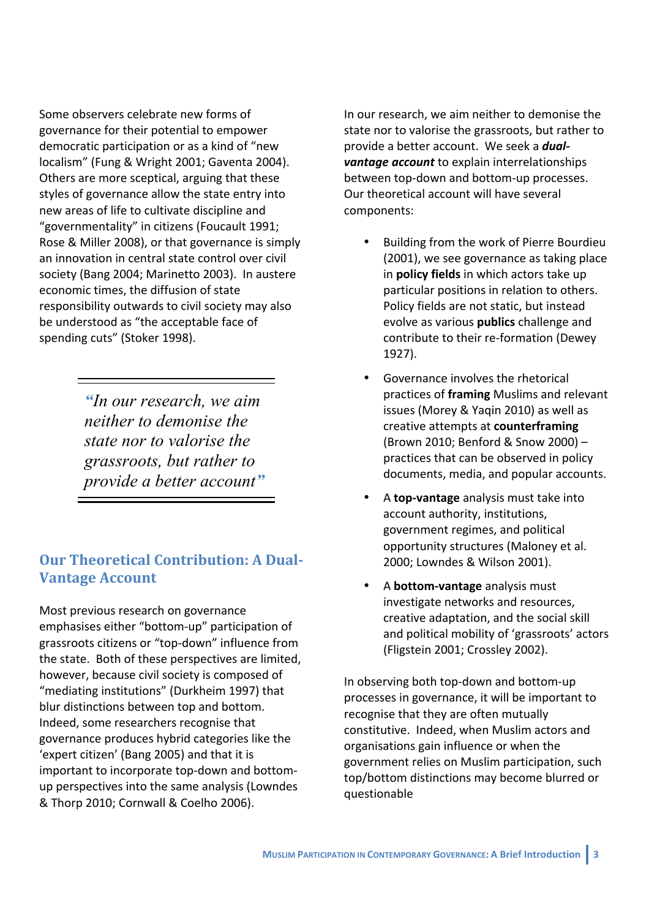Some observers celebrate new forms of governance for their potential to empower democratic participation or as a kind of "new localism" (Fung & Wright 2001; Gaventa 2004). Others are more sceptical, arguing that these styles of governance allow the state entry into new areas of life to cultivate discipline and "governmentality" in citizens (Foucault 1991; Rose & Miller 2008), or that governance is simply an innovation in central state control over civil society (Bang 2004; Marinetto 2003). In austere economic times, the diffusion of state responsibility outwards to civil society may also be understood as "the acceptable face of spending cuts" (Stoker 1998).

> *"In our research, we aim neither to demonise the state nor to valorise the grassroots, but rather to provide a better account"*

## Our Theoretical Contribution: A Dual-Vantage Account

Most previous research on governance emphasises either "bottom-up" participation of grassroots citizens or "top-down" influence from the state. Both of these perspectives are limited, however, because civil society is composed of "mediating institutions" (Durkheim 1997) that blur distinctions between top and bottom. Indeed, some researchers recognise that governance produces hybrid categories like the 'expert citizen' (Bang 2005) and that it is important to incorporate top-down and bottom-up perspectives into the same analysis (Lowndes & Thorp 2010; Cornwall & Coelho 2006).

In our research, we aim neither to demonise the state nor to valorise the grassroots, but rather to provide a better account. We seek a ***dual-vantage account*** to explain interrelationships between top-down and bottom-up processes. Our theoretical account will have several components:

- Building from the work of Pierre Bourdieu (2001), we see governance as taking place in **policy fields** in which actors take up particular positions in relation to others. Policy fields are not static, but instead evolve as various **publics** challenge and contribute to their re-formation (Dewey 1927).
- Governance involves the rhetorical practices of **framing** Muslims and relevant issues (Morey & Yaqin 2010) as well as creative attempts at **counterframing** (Brown 2010; Benford & Snow 2000) – practices that can be observed in policy documents, media, and popular accounts.
- A **top-vantage** analysis must take into account authority, institutions, government regimes, and political opportunity structures (Maloney et al. 2000; Lowndes & Wilson 2001).
- A **bottom-vantage** analysis must investigate networks and resources, creative adaptation, and the social skill and political mobility of 'grassroots' actors (Fligstein 2001; Crossley 2002).

In observing both top-down and bottom-up processes in governance, it will be important to recognise that they are often mutually constitutive. Indeed, when Muslim actors and organisations gain influence or when the government relies on Muslim participation, such top/bottom distinctions may become blurred or questionable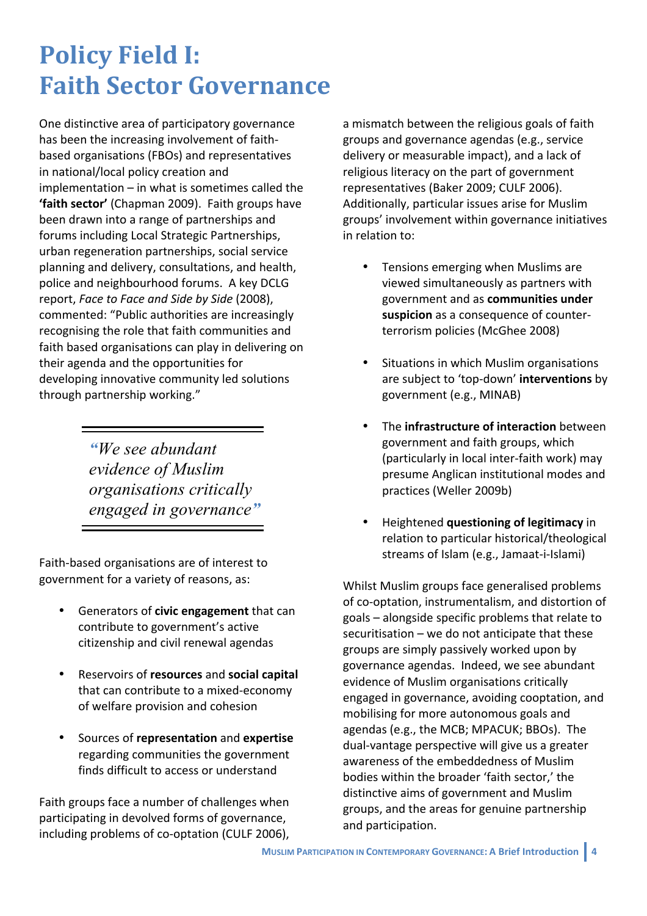# Policy Field I: Faith Sector Governance

One distinctive area of participatory governance has been the increasing involvement of faith-based organisations (FBOs) and representatives in national/local policy creation and implementation – in what is sometimes called the **'faith sector'** (Chapman 2009). Faith groups have been drawn into a range of partnerships and forums including Local Strategic Partnerships, urban regeneration partnerships, social service planning and delivery, consultations, and health, police and neighbourhood forums. A key DCLG report, *Face to Face and Side by Side* (2008), commented: "Public authorities are increasingly recognising the role that faith communities and faith based organisations can play in delivering on their agenda and the opportunities for developing innovative community led solutions through partnership working."

> *"We see abundant evidence of Muslim organisations critically engaged in governance"*

Faith-based organisations are of interest to government for a variety of reasons, as:

- Generators of **civic engagement** that can contribute to government's active citizenship and civil renewal agendas
- Reservoirs of **resources** and **social capital** that can contribute to a mixed-economy of welfare provision and cohesion
- Sources of **representation** and **expertise** regarding communities the government finds difficult to access or understand

Faith groups face a number of challenges when participating in devolved forms of governance, including problems of co-optation (CULF 2006), a mismatch between the religious goals of faith groups and governance agendas (e.g., service delivery or measurable impact), and a lack of religious literacy on the part of government representatives (Baker 2009; CULF 2006). Additionally, particular issues arise for Muslim groups' involvement within governance initiatives in relation to:

- Tensions emerging when Muslims are viewed simultaneously as partners with government and as **communities under suspicion** as a consequence of counter-terrorism policies (McGhee 2008)
- Situations in which Muslim organisations are subject to 'top-down' **interventions** by government (e.g., MINAB)
- The **infrastructure of interaction** between government and faith groups, which (particularly in local inter-faith work) may presume Anglican institutional modes and practices (Weller 2009b)
- Heightened **questioning of legitimacy** in relation to particular historical/theological streams of Islam (e.g., Jamaat-i-Islami)

Whilst Muslim groups face generalised problems of co-optation, instrumentalism, and distortion of goals – alongside specific problems that relate to securitisation – we do not anticipate that these groups are simply passively worked upon by governance agendas. Indeed, we see abundant evidence of Muslim organisations critically engaged in governance, avoiding cooptation, and mobilising for more autonomous goals and agendas (e.g., the MCB; MPACUK; BBOs). The dual-vantage perspective will give us a greater awareness of the embeddedness of Muslim bodies within the broader 'faith sector,' the distinctive aims of government and Muslim groups, and the areas for genuine partnership and participation.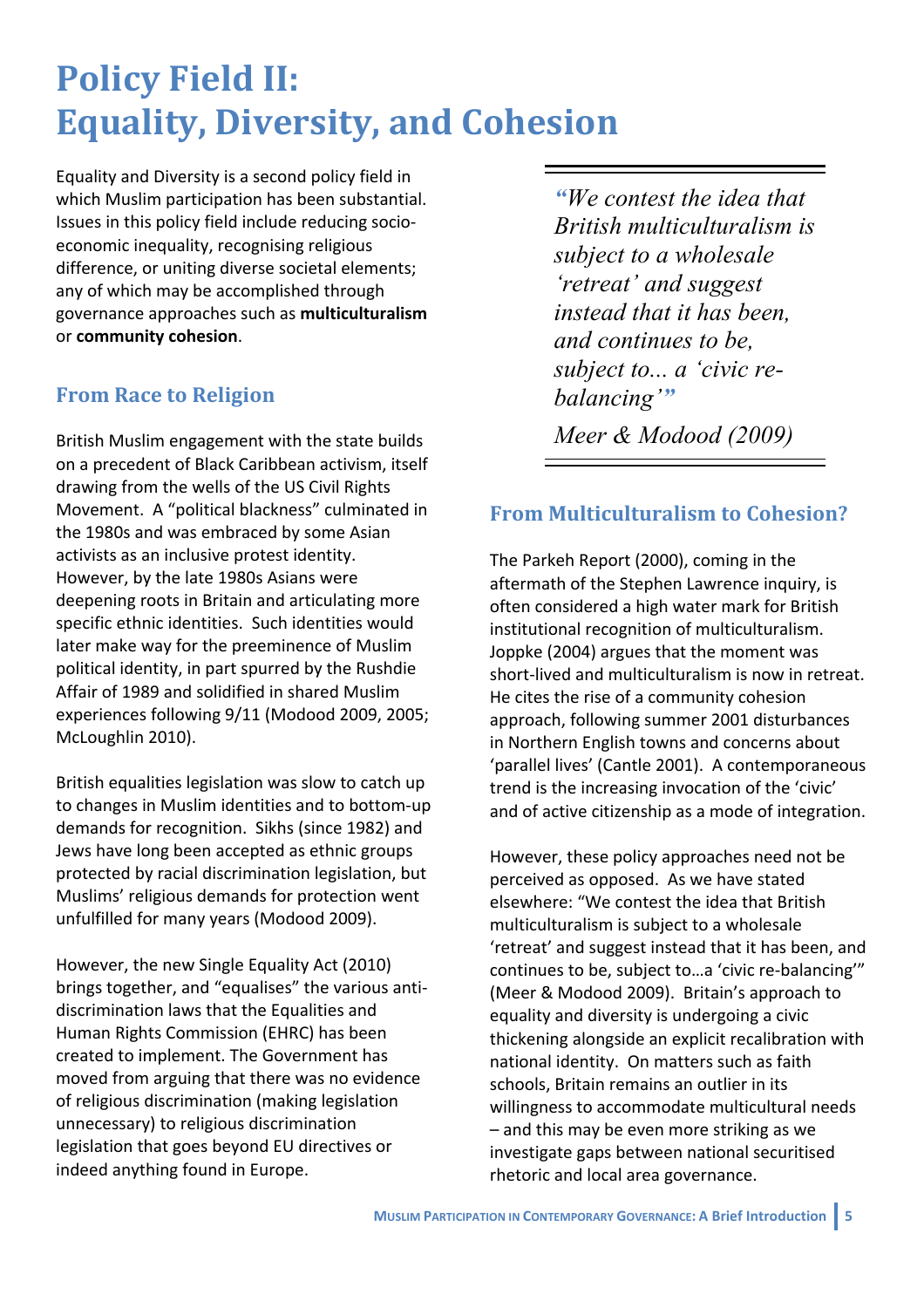# Policy Field II: Equality, Diversity, and Cohesion

Equality and Diversity is a second policy field in which Muslim participation has been substantial. Issues in this policy field include reducing socio-economic inequality, recognising religious difference, or uniting diverse societal elements; any of which may be accomplished through governance approaches such as **multiculturalism** or **community cohesion**.

## From Race to Religion

British Muslim engagement with the state builds on a precedent of Black Caribbean activism, itself drawing from the wells of the US Civil Rights Movement. A "political blackness" culminated in the 1980s and was embraced by some Asian activists as an inclusive protest identity. However, by the late 1980s Asians were deepening roots in Britain and articulating more specific ethnic identities. Such identities would later make way for the preeminence of Muslim political identity, in part spurred by the Rushdie Affair of 1989 and solidified in shared Muslim experiences following 9/11 (Modood 2009, 2005; McLoughlin 2010).

British equalities legislation was slow to catch up to changes in Muslim identities and to bottom-up demands for recognition. Sikhs (since 1982) and Jews have long been accepted as ethnic groups protected by racial discrimination legislation, but Muslims' religious demands for protection went unfulfilled for many years (Modood 2009).

However, the new Single Equality Act (2010) brings together, and "equalises" the various anti-discrimination laws that the Equalities and Human Rights Commission (EHRC) has been created to implement. The Government has moved from arguing that there was no evidence of religious discrimination (making legislation unnecessary) to religious discrimination legislation that goes beyond EU directives or indeed anything found in Europe.

> *"We contest the idea that British multiculturalism is subject to a wholesale 'retreat' and suggest instead that it has been, and continues to be, subject to... a 'civic re-balancing'"*
>
> *Meer & Modood (2009)*

## From Multiculturalism to Cohesion?

The Parkeh Report (2000), coming in the aftermath of the Stephen Lawrence inquiry, is often considered a high water mark for British institutional recognition of multiculturalism. Joppke (2004) argues that the moment was short-lived and multiculturalism is now in retreat. He cites the rise of a community cohesion approach, following summer 2001 disturbances in Northern English towns and concerns about 'parallel lives' (Cantle 2001). A contemporaneous trend is the increasing invocation of the 'civic' and of active citizenship as a mode of integration.

However, these policy approaches need not be perceived as opposed. As we have stated elsewhere: "We contest the idea that British multiculturalism is subject to a wholesale 'retreat' and suggest instead that it has been, and continues to be, subject to…a 'civic re-balancing'" (Meer & Modood 2009). Britain's approach to equality and diversity is undergoing a civic thickening alongside an explicit recalibration with national identity. On matters such as faith schools, Britain remains an outlier in its willingness to accommodate multicultural needs – and this may be even more striking as we investigate gaps between national securitised rhetoric and local area governance.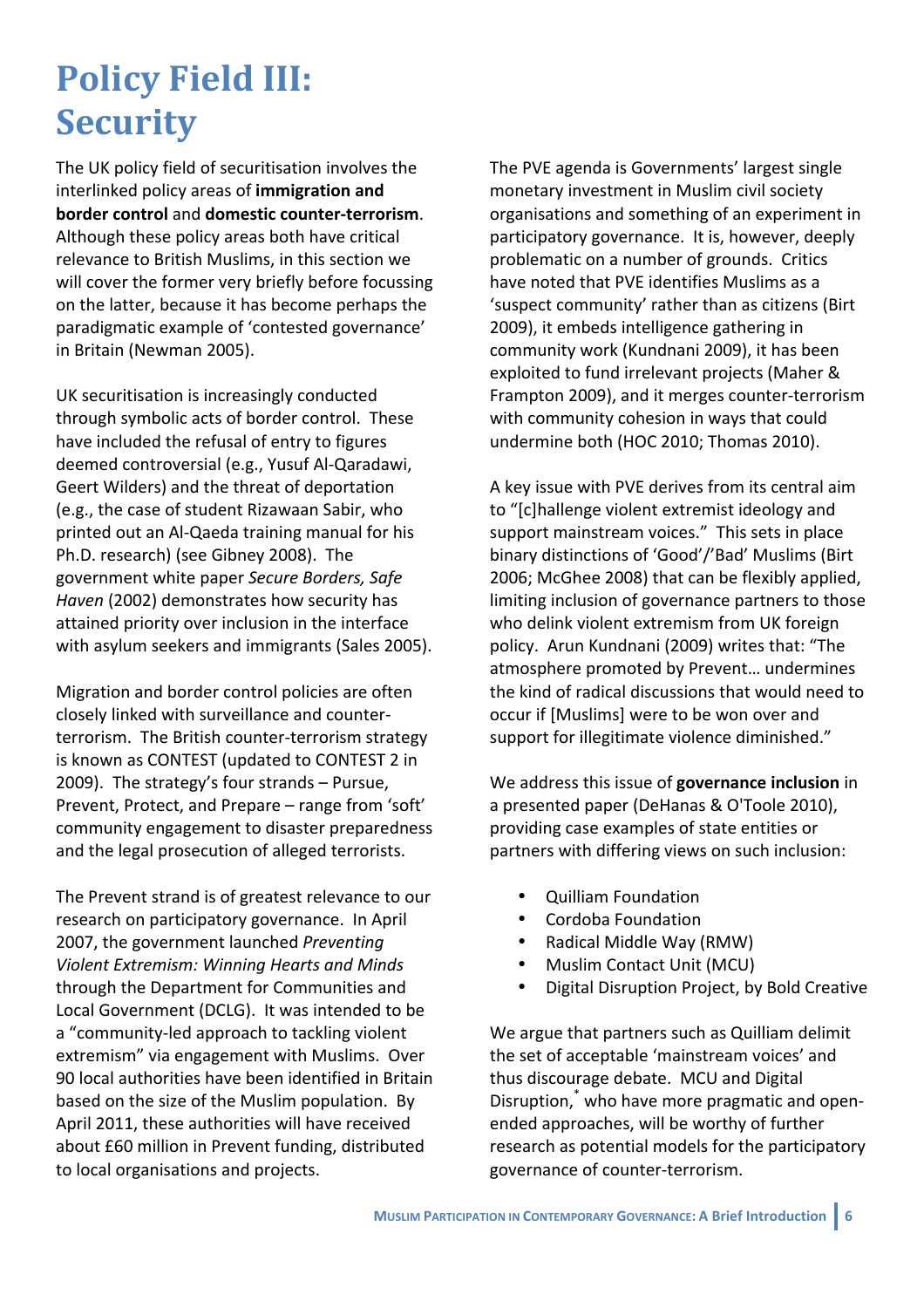# Policy Field III: Security

The UK policy field of securitisation involves the interlinked policy areas of **immigration and border control** and **domestic counter-terrorism**. Although these policy areas both have critical relevance to British Muslims, in this section we will cover the former very briefly before focussing on the latter, because it has become perhaps the paradigmatic example of 'contested governance' in Britain (Newman 2005).

UK securitisation is increasingly conducted through symbolic acts of border control. These have included the refusal of entry to figures deemed controversial (e.g., Yusuf Al-Qaradawi, Geert Wilders) and the threat of deportation (e.g., the case of student Rizawaan Sabir, who printed out an Al-Qaeda training manual for his Ph.D. research) (see Gibney 2008). The government white paper *Secure Borders, Safe Haven* (2002) demonstrates how security has attained priority over inclusion in the interface with asylum seekers and immigrants (Sales 2005).

Migration and border control policies are often closely linked with surveillance and counter-terrorism. The British counter-terrorism strategy is known as CONTEST (updated to CONTEST 2 in 2009). The strategy's four strands – Pursue, Prevent, Protect, and Prepare – range from 'soft' community engagement to disaster preparedness and the legal prosecution of alleged terrorists.

The Prevent strand is of greatest relevance to our research on participatory governance. In April 2007, the government launched *Preventing Violent Extremism: Winning Hearts and Minds* through the Department for Communities and Local Government (DCLG). It was intended to be a "community-led approach to tackling violent extremism" via engagement with Muslims. Over 90 local authorities have been identified in Britain based on the size of the Muslim population. By April 2011, these authorities will have received about £60 million in Prevent funding, distributed to local organisations and projects.

The PVE agenda is Governments' largest single monetary investment in Muslim civil society organisations and something of an experiment in participatory governance. It is, however, deeply problematic on a number of grounds. Critics have noted that PVE identifies Muslims as a 'suspect community' rather than as citizens (Birt 2009), it embeds intelligence gathering in community work (Kundnani 2009), it has been exploited to fund irrelevant projects (Maher & Frampton 2009), and it merges counter-terrorism with community cohesion in ways that could undermine both (HOC 2010; Thomas 2010).

A key issue with PVE derives from its central aim to "[c]hallenge violent extremist ideology and support mainstream voices." This sets in place binary distinctions of 'Good'/'Bad' Muslims (Birt 2006; McGhee 2008) that can be flexibly applied, limiting inclusion of governance partners to those who delink violent extremism from UK foreign policy. Arun Kundnani (2009) writes that: "The atmosphere promoted by Prevent… undermines the kind of radical discussions that would need to occur if [Muslims] were to be won over and support for illegitimate violence diminished."

We address this issue of **governance inclusion** in a presented paper (DeHanas & O'Toole 2010), providing case examples of state entities or partners with differing views on such inclusion:

- Quilliam Foundation
- Cordoba Foundation
- Radical Middle Way (RMW)
- Muslim Contact Unit (MCU)
- Digital Disruption Project, by Bold Creative

We argue that partners such as Quilliam delimit the set of acceptable 'mainstream voices' and thus discourage debate. MCU and Digital Disruption,[*] who have more pragmatic and open-ended approaches, will be worthy of further research as potential models for the participatory governance of counter-terrorism.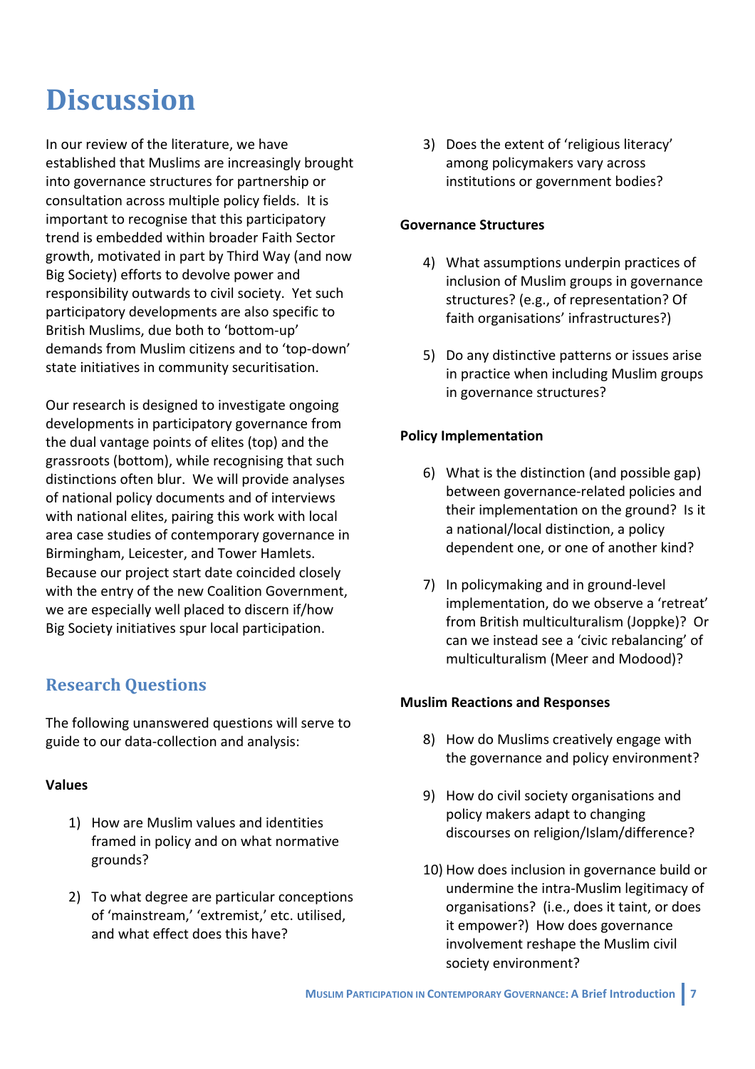# Discussion

In our review of the literature, we have established that Muslims are increasingly brought into governance structures for partnership or consultation across multiple policy fields. It is important to recognise that this participatory trend is embedded within broader Faith Sector growth, motivated in part by Third Way (and now Big Society) efforts to devolve power and responsibility outwards to civil society. Yet such participatory developments are also specific to British Muslims, due both to 'bottom-up' demands from Muslim citizens and to 'top-down' state initiatives in community securitisation.

Our research is designed to investigate ongoing developments in participatory governance from the dual vantage points of elites (top) and the grassroots (bottom), while recognising that such distinctions often blur. We will provide analyses of national policy documents and of interviews with national elites, pairing this work with local area case studies of contemporary governance in Birmingham, Leicester, and Tower Hamlets. Because our project start date coincided closely with the entry of the new Coalition Government, we are especially well placed to discern if/how Big Society initiatives spur local participation.

## Research Questions

The following unanswered questions will serve to guide to our data-collection and analysis:

**Values**

1) How are Muslim values and identities framed in policy and on what normative grounds?

2) To what degree are particular conceptions of 'mainstream,' 'extremist,' etc. utilised, and what effect does this have?

3) Does the extent of 'religious literacy' among policymakers vary across institutions or government bodies?

**Governance Structures**

4) What assumptions underpin practices of inclusion of Muslim groups in governance structures? (e.g., of representation? Of faith organisations' infrastructures?)

5) Do any distinctive patterns or issues arise in practice when including Muslim groups in governance structures?

**Policy Implementation**

6) What is the distinction (and possible gap) between governance-related policies and their implementation on the ground? Is it a national/local distinction, a policy dependent one, or one of another kind?

7) In policymaking and in ground-level implementation, do we observe a 'retreat' from British multiculturalism (Joppke)? Or can we instead see a 'civic rebalancing' of multiculturalism (Meer and Modood)?

**Muslim Reactions and Responses**

8) How do Muslims creatively engage with the governance and policy environment?

9) How do civil society organisations and policy makers adapt to changing discourses on religion/Islam/difference?

10) How does inclusion in governance build or undermine the intra-Muslim legitimacy of organisations? (i.e., does it taint, or does it empower?) How does governance involvement reshape the Muslim civil society environment?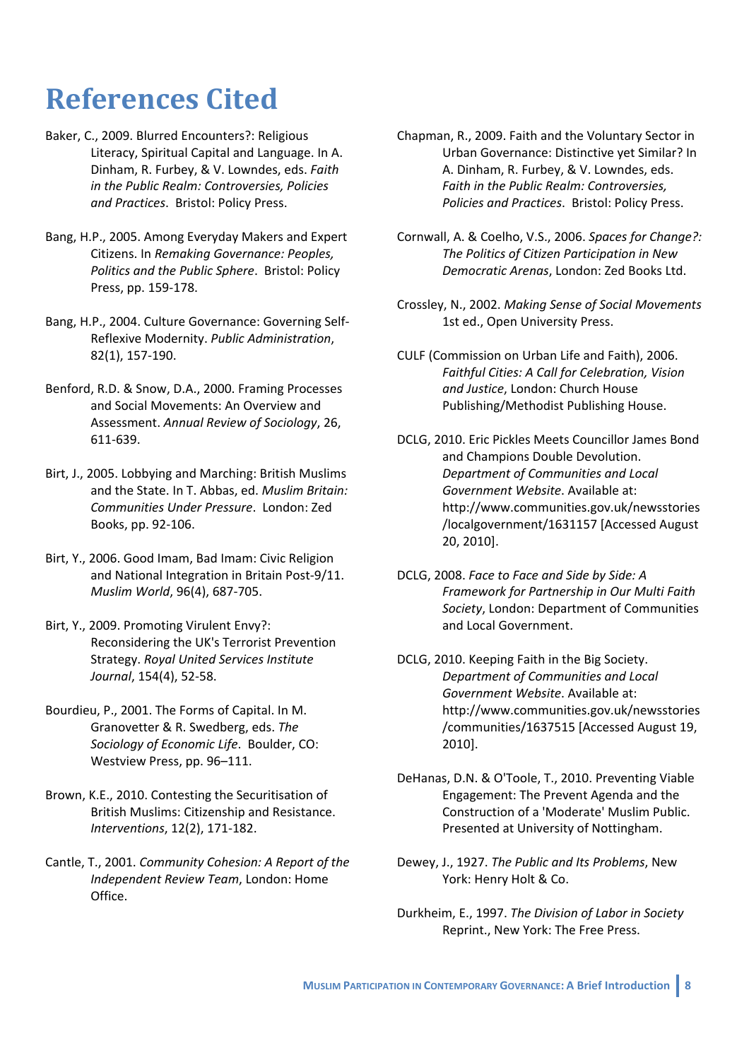# References Cited

Baker, C., 2009. Blurred Encounters?: Religious Literacy, Spiritual Capital and Language. In A. Dinham, R. Furbey, & V. Lowndes, eds. *Faith in the Public Realm: Controversies, Policies and Practices*. Bristol: Policy Press.

Bang, H.P., 2005. Among Everyday Makers and Expert Citizens. In *Remaking Governance: Peoples, Politics and the Public Sphere*. Bristol: Policy Press, pp. 159-178.

Bang, H.P., 2004. Culture Governance: Governing Self-Reflexive Modernity. *Public Administration*, 82(1), 157-190.

Benford, R.D. & Snow, D.A., 2000. Framing Processes and Social Movements: An Overview and Assessment. *Annual Review of Sociology*, 26, 611-639.

Birt, J., 2005. Lobbying and Marching: British Muslims and the State. In T. Abbas, ed. *Muslim Britain: Communities Under Pressure*. London: Zed Books, pp. 92-106.

Birt, Y., 2006. Good Imam, Bad Imam: Civic Religion and National Integration in Britain Post-9/11. *Muslim World*, 96(4), 687-705.

Birt, Y., 2009. Promoting Virulent Envy?: Reconsidering the UK's Terrorist Prevention Strategy. *Royal United Services Institute Journal*, 154(4), 52-58.

Bourdieu, P., 2001. The Forms of Capital. In M. Granovetter & R. Swedberg, eds. *The Sociology of Economic Life*. Boulder, CO: Westview Press, pp. 96–111.

Brown, K.E., 2010. Contesting the Securitisation of British Muslims: Citizenship and Resistance. *Interventions*, 12(2), 171-182.

Cantle, T., 2001. *Community Cohesion: A Report of the Independent Review Team*, London: Home Office.

Chapman, R., 2009. Faith and the Voluntary Sector in Urban Governance: Distinctive yet Similar? In A. Dinham, R. Furbey, & V. Lowndes, eds. *Faith in the Public Realm: Controversies, Policies and Practices*. Bristol: Policy Press.

Cornwall, A. & Coelho, V.S., 2006. *Spaces for Change?: The Politics of Citizen Participation in New Democratic Arenas*, London: Zed Books Ltd.

Crossley, N., 2002. *Making Sense of Social Movements* 1st ed., Open University Press.

CULF (Commission on Urban Life and Faith), 2006. *Faithful Cities: A Call for Celebration, Vision and Justice*, London: Church House Publishing/Methodist Publishing House.

DCLG, 2010. Eric Pickles Meets Councillor James Bond and Champions Double Devolution. *Department of Communities and Local Government Website*. Available at: http://www.communities.gov.uk/newsstories/localgovernment/1631157 [Accessed August 20, 2010].

DCLG, 2008. *Face to Face and Side by Side: A Framework for Partnership in Our Multi Faith Society*, London: Department of Communities and Local Government.

DCLG, 2010. Keeping Faith in the Big Society. *Department of Communities and Local Government Website*. Available at: http://www.communities.gov.uk/newsstories/communities/1637515 [Accessed August 19, 2010].

DeHanas, D.N. & O'Toole, T., 2010. Preventing Viable Engagement: The Prevent Agenda and the Construction of a 'Moderate' Muslim Public. Presented at University of Nottingham.

Dewey, J., 1927. *The Public and Its Problems*, New York: Henry Holt & Co.

Durkheim, E., 1997. *The Division of Labor in Society* Reprint., New York: The Free Press.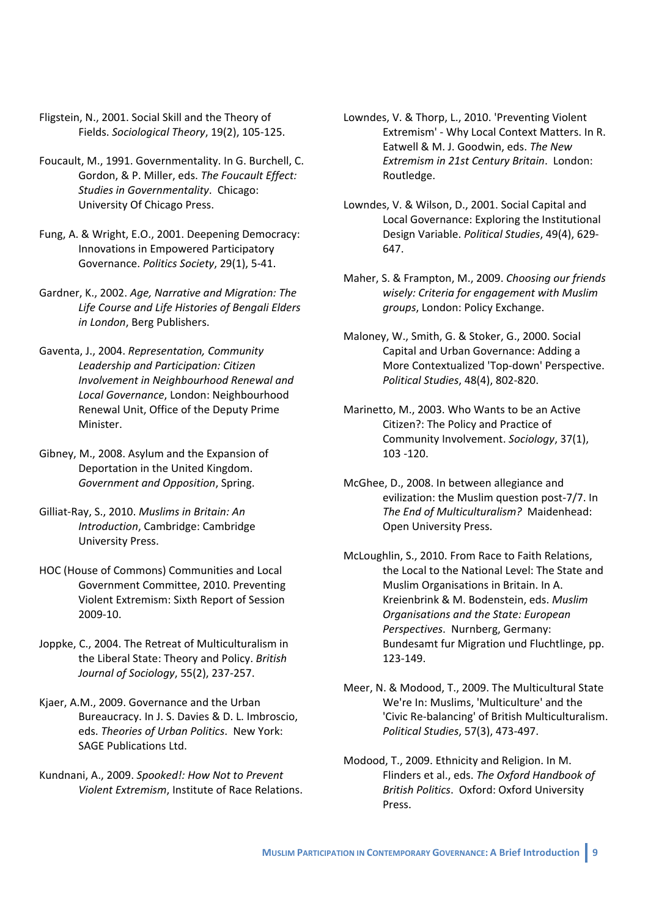Fligstein, N., 2001. Social Skill and the Theory of Fields. *Sociological Theory*, 19(2), 105-125.

Foucault, M., 1991. Governmentality. In G. Burchell, C. Gordon, & P. Miller, eds. *The Foucault Effect: Studies in Governmentality*. Chicago: University Of Chicago Press.

Fung, A. & Wright, E.O., 2001. Deepening Democracy: Innovations in Empowered Participatory Governance. *Politics Society*, 29(1), 5-41.

Gardner, K., 2002. *Age, Narrative and Migration: The Life Course and Life Histories of Bengali Elders in London*, Berg Publishers.

Gaventa, J., 2004. *Representation, Community Leadership and Participation: Citizen Involvement in Neighbourhood Renewal and Local Governance*, London: Neighbourhood Renewal Unit, Office of the Deputy Prime Minister.

Gibney, M., 2008. Asylum and the Expansion of Deportation in the United Kingdom. *Government and Opposition*, Spring.

Gilliat-Ray, S., 2010. *Muslims in Britain: An Introduction*, Cambridge: Cambridge University Press.

HOC (House of Commons) Communities and Local Government Committee, 2010. Preventing Violent Extremism: Sixth Report of Session 2009-10.

Joppke, C., 2004. The Retreat of Multiculturalism in the Liberal State: Theory and Policy. *British Journal of Sociology*, 55(2), 237-257.

Kjaer, A.M., 2009. Governance and the Urban Bureaucracy. In J. S. Davies & D. L. Imbroscio, eds. *Theories of Urban Politics*. New York: SAGE Publications Ltd.

Kundnani, A., 2009. *Spooked!: How Not to Prevent Violent Extremism*, Institute of Race Relations.

Lowndes, V. & Thorp, L., 2010. 'Preventing Violent Extremism' - Why Local Context Matters. In R. Eatwell & M. J. Goodwin, eds. *The New Extremism in 21st Century Britain*. London: Routledge.

Lowndes, V. & Wilson, D., 2001. Social Capital and Local Governance: Exploring the Institutional Design Variable. *Political Studies*, 49(4), 629-647.

Maher, S. & Frampton, M., 2009. *Choosing our friends wisely: Criteria for engagement with Muslim groups*, London: Policy Exchange.

Maloney, W., Smith, G. & Stoker, G., 2000. Social Capital and Urban Governance: Adding a More Contextualized 'Top-down' Perspective. *Political Studies*, 48(4), 802-820.

Marinetto, M., 2003. Who Wants to be an Active Citizen?: The Policy and Practice of Community Involvement. *Sociology*, 37(1), 103 -120.

McGhee, D., 2008. In between allegiance and evilization: the Muslim question post-7/7. In *The End of Multiculturalism?* Maidenhead: Open University Press.

McLoughlin, S., 2010. From Race to Faith Relations, the Local to the National Level: The State and Muslim Organisations in Britain. In A. Kreienbrink & M. Bodenstein, eds. *Muslim Organisations and the State: European Perspectives*. Nurnberg, Germany: Bundesamt fur Migration und Fluchtlinge, pp. 123-149.

Meer, N. & Modood, T., 2009. The Multicultural State We're In: Muslims, 'Multiculture' and the 'Civic Re-balancing' of British Multiculturalism. *Political Studies*, 57(3), 473-497.

Modood, T., 2009. Ethnicity and Religion. In M. Flinders et al., eds. *The Oxford Handbook of British Politics*. Oxford: Oxford University Press.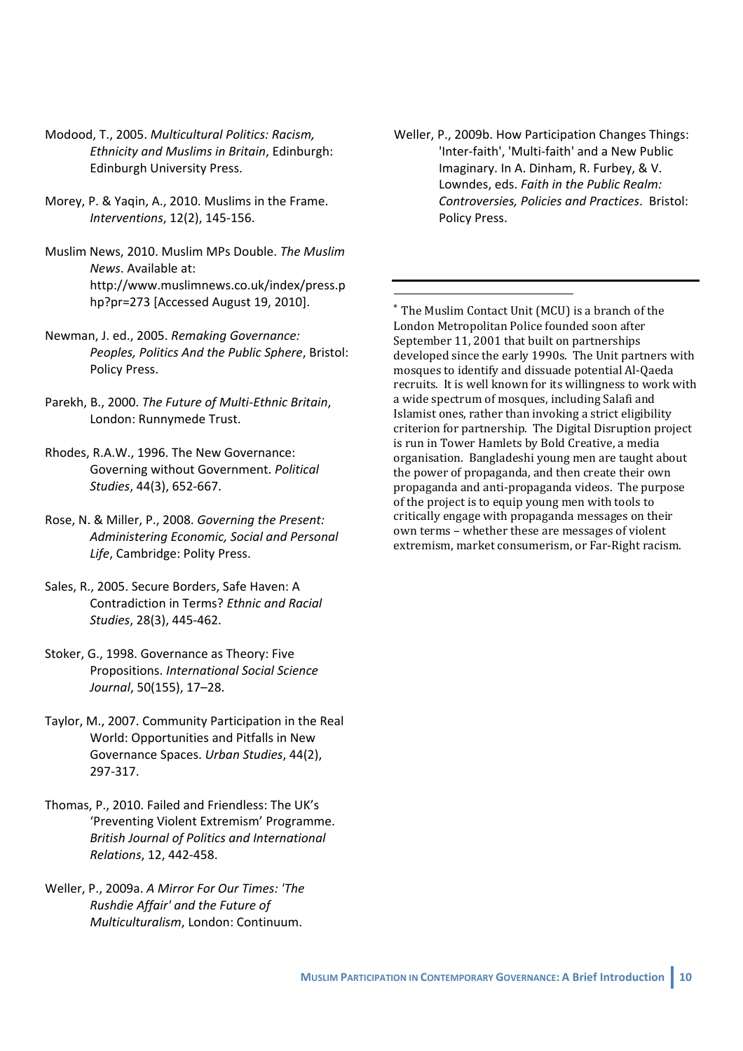Modood, T., 2005. *Multicultural Politics: Racism, Ethnicity and Muslims in Britain*, Edinburgh: Edinburgh University Press.

Morey, P. & Yaqin, A., 2010. Muslims in the Frame. *Interventions*, 12(2), 145-156.

Muslim News, 2010. Muslim MPs Double. *The Muslim News*. Available at: http://www.muslimnews.co.uk/index/press.php?pr=273 [Accessed August 19, 2010].

Newman, J. ed., 2005. *Remaking Governance: Peoples, Politics And the Public Sphere*, Bristol: Policy Press.

Parekh, B., 2000. *The Future of Multi-Ethnic Britain*, London: Runnymede Trust.

Rhodes, R.A.W., 1996. The New Governance: Governing without Government. *Political Studies*, 44(3), 652-667.

Rose, N. & Miller, P., 2008. *Governing the Present: Administering Economic, Social and Personal Life*, Cambridge: Polity Press.

Sales, R., 2005. Secure Borders, Safe Haven: A Contradiction in Terms? *Ethnic and Racial Studies*, 28(3), 445-462.

Stoker, G., 1998. Governance as Theory: Five Propositions. *International Social Science Journal*, 50(155), 17–28.

Taylor, M., 2007. Community Participation in the Real World: Opportunities and Pitfalls in New Governance Spaces. *Urban Studies*, 44(2), 297-317.

Thomas, P., 2010. Failed and Friendless: The UK's 'Preventing Violent Extremism' Programme. *British Journal of Politics and International Relations*, 12, 442-458.

Weller, P., 2009a. *A Mirror For Our Times: 'The Rushdie Affair' and the Future of Multiculturalism*, London: Continuum.

Weller, P., 2009b. How Participation Changes Things: 'Inter-faith', 'Multi-faith' and a New Public Imaginary. In A. Dinham, R. Furbey, & V. Lowndes, eds. *Faith in the Public Realm: Controversies, Policies and Practices*. Bristol: Policy Press.

---

* The Muslim Contact Unit (MCU) is a branch of the London Metropolitan Police founded soon after September 11, 2001 that built on partnerships developed since the early 1990s. The Unit partners with mosques to identify and dissuade potential Al-Qaeda recruits. It is well known for its willingness to work with a wide spectrum of mosques, including Salafi and Islamist ones, rather than invoking a strict eligibility criterion for partnership. The Digital Disruption project is run in Tower Hamlets by Bold Creative, a media organisation. Bangladeshi young men are taught about the power of propaganda, and then create their own propaganda and anti-propaganda videos. The purpose of the project is to equip young men with tools to critically engage with propaganda messages on their own terms – whether these are messages of violent extremism, market consumerism, or Far-Right racism.